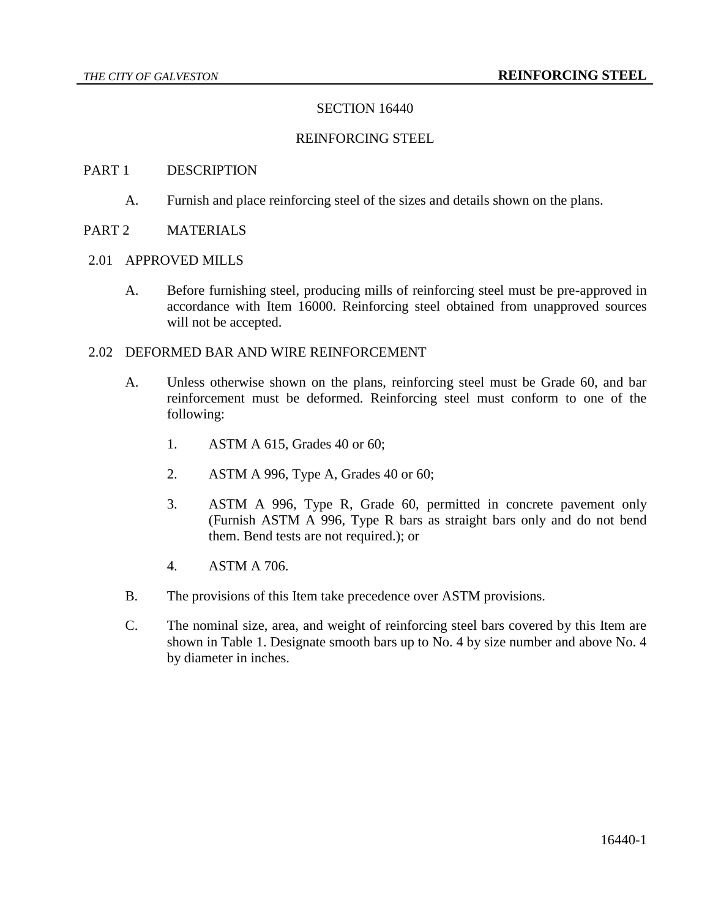# SECTION 16440

# REINFORCING STEEL

## PART 1 DESCRIPTION

A. Furnish and place reinforcing steel of the sizes and details shown on the plans.

## PART 2 MATERIALS

### 2.01 APPROVED MILLS

A. Before furnishing steel, producing mills of reinforcing steel must be pre-approved in accordance with Item 16000. Reinforcing steel obtained from unapproved sources will not be accepted.

### 2.02 DEFORMED BAR AND WIRE REINFORCEMENT

A. Unless otherwise shown on the plans, reinforcing steel must be Grade 60, and bar reinforcement must be deformed. Reinforcing steel must conform to one of the following:

1. ASTM A 615, Grades 40 or 60;
2. ASTM A 996, Type A, Grades 40 or 60;
3. ASTM A 996, Type R, Grade 60, permitted in concrete pavement only (Furnish ASTM A 996, Type R bars as straight bars only and do not bend them. Bend tests are not required.); or
4. ASTM A 706.

B. The provisions of this Item take precedence over ASTM provisions.

C. The nominal size, area, and weight of reinforcing steel bars covered by this Item are shown in Table 1. Designate smooth bars up to No. 4 by size number and above No. 4 by diameter in inches.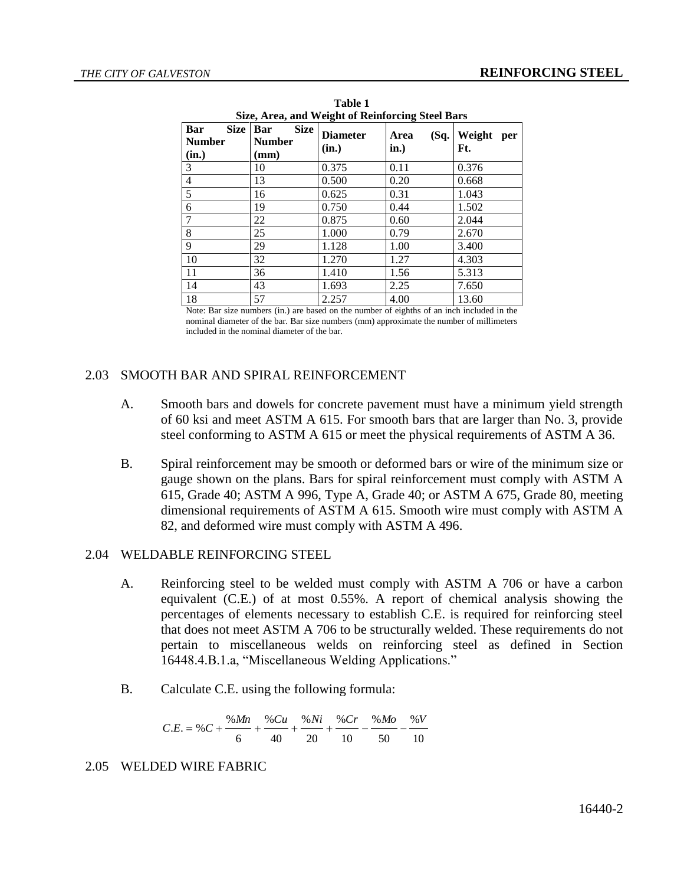**Table 1**
**Size, Area, and Weight of Reinforcing Steel Bars**

| Bar Size Number (in.) | Bar Size Number (mm) | Diameter (in.) | Area (Sq. in.) | Weight per Ft. |
|---|---|---|---|---|
| 3 | 10 | 0.375 | 0.11 | 0.376 |
| 4 | 13 | 0.500 | 0.20 | 0.668 |
| 5 | 16 | 0.625 | 0.31 | 1.043 |
| 6 | 19 | 0.750 | 0.44 | 1.502 |
| 7 | 22 | 0.875 | 0.60 | 2.044 |
| 8 | 25 | 1.000 | 0.79 | 2.670 |
| 9 | 29 | 1.128 | 1.00 | 3.400 |
| 10 | 32 | 1.270 | 1.27 | 4.303 |
| 11 | 36 | 1.410 | 1.56 | 5.313 |
| 14 | 43 | 1.693 | 2.25 | 7.650 |
| 18 | 57 | 2.257 | 4.00 | 13.60 |

Note: Bar size numbers (in.) are based on the number of eighths of an inch included in the nominal diameter of the bar. Bar size numbers (mm) approximate the number of millimeters included in the nominal diameter of the bar.

## 2.03 SMOOTH BAR AND SPIRAL REINFORCEMENT

A. Smooth bars and dowels for concrete pavement must have a minimum yield strength of 60 ksi and meet ASTM A 615. For smooth bars that are larger than No. 3, provide steel conforming to ASTM A 615 or meet the physical requirements of ASTM A 36.

B. Spiral reinforcement may be smooth or deformed bars or wire of the minimum size or gauge shown on the plans. Bars for spiral reinforcement must comply with ASTM A 615, Grade 40; ASTM A 996, Type A, Grade 40; or ASTM A 675, Grade 80, meeting dimensional requirements of ASTM A 615. Smooth wire must comply with ASTM A 82, and deformed wire must comply with ASTM A 496.

## 2.04 WELDABLE REINFORCING STEEL

A. Reinforcing steel to be welded must comply with ASTM A 706 or have a carbon equivalent (C.E.) of at most 0.55%. A report of chemical analysis showing the percentages of elements necessary to establish C.E. is required for reinforcing steel that does not meet ASTM A 706 to be structurally welded. These requirements do not pertain to miscellaneous welds on reinforcing steel as defined in Section 16448.4.B.1.a, "Miscellaneous Welding Applications."

B. Calculate C.E. using the following formula:

$$C.E. = \%C + \frac{\%Mn}{6} + \frac{\%Cu}{40} + \frac{\%Ni}{20} + \frac{\%Cr}{10} - \frac{\%Mo}{50} - \frac{\%V}{10}$$

## 2.05 WELDED WIRE FABRIC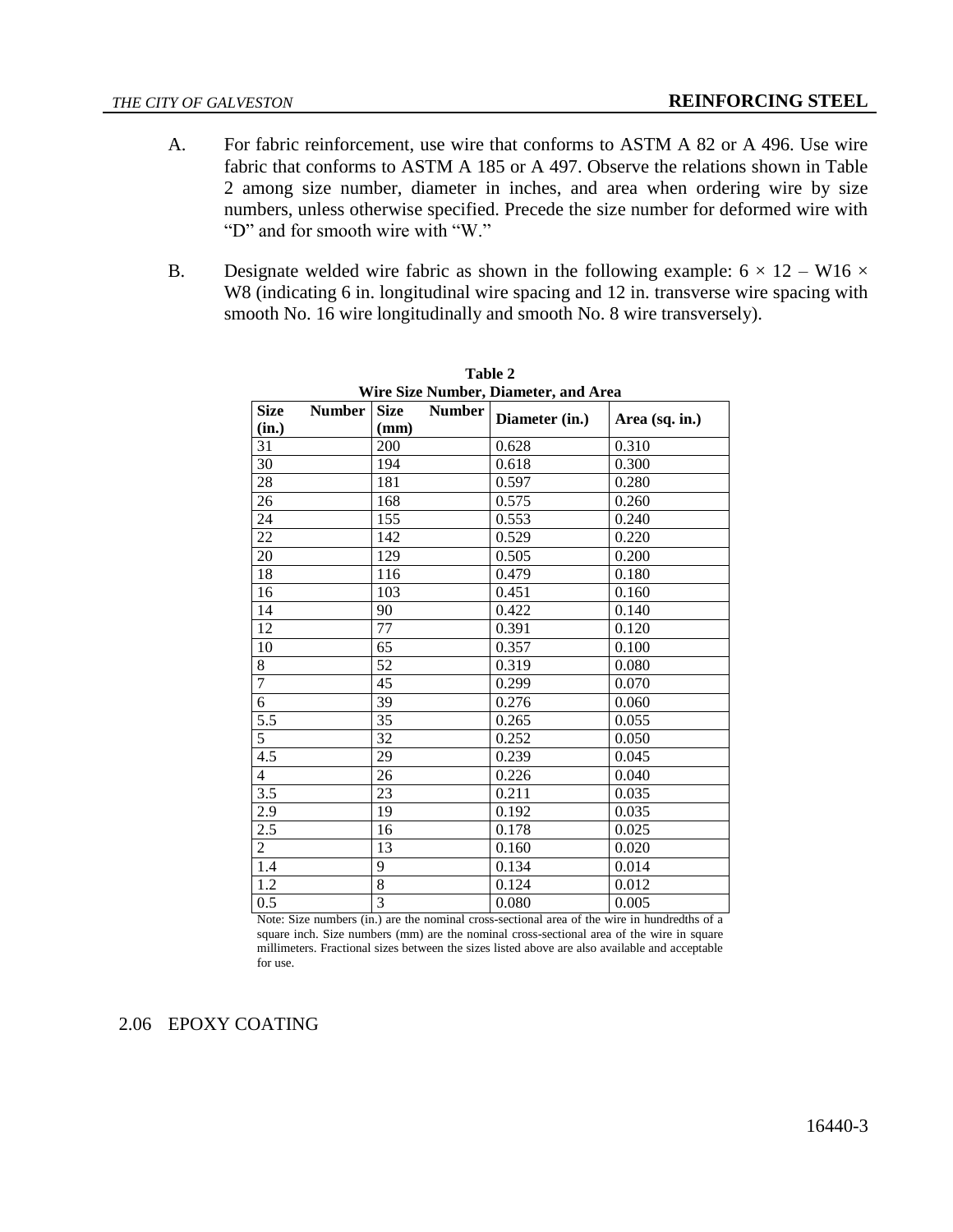A. For fabric reinforcement, use wire that conforms to ASTM A 82 or A 496. Use wire fabric that conforms to ASTM A 185 or A 497. Observe the relations shown in Table 2 among size number, diameter in inches, and area when ordering wire by size numbers, unless otherwise specified. Precede the size number for deformed wire with "D" and for smooth wire with "W."

B. Designate welded wire fabric as shown in the following example: 6 × 12 – W16 × W8 (indicating 6 in. longitudinal wire spacing and 12 in. transverse wire spacing with smooth No. 16 wire longitudinally and smooth No. 8 wire transversely).

**Table 2**
**Wire Size Number, Diameter, and Area**

| Size Number (in.) | Size Number (mm) | Diameter (in.) | Area (sq. in.) |
|---|---|---|---|
| 31 | 200 | 0.628 | 0.310 |
| 30 | 194 | 0.618 | 0.300 |
| 28 | 181 | 0.597 | 0.280 |
| 26 | 168 | 0.575 | 0.260 |
| 24 | 155 | 0.553 | 0.240 |
| 22 | 142 | 0.529 | 0.220 |
| 20 | 129 | 0.505 | 0.200 |
| 18 | 116 | 0.479 | 0.180 |
| 16 | 103 | 0.451 | 0.160 |
| 14 | 90 | 0.422 | 0.140 |
| 12 | 77 | 0.391 | 0.120 |
| 10 | 65 | 0.357 | 0.100 |
| 8 | 52 | 0.319 | 0.080 |
| 7 | 45 | 0.299 | 0.070 |
| 6 | 39 | 0.276 | 0.060 |
| 5.5 | 35 | 0.265 | 0.055 |
| 5 | 32 | 0.252 | 0.050 |
| 4.5 | 29 | 0.239 | 0.045 |
| 4 | 26 | 0.226 | 0.040 |
| 3.5 | 23 | 0.211 | 0.035 |
| 2.9 | 19 | 0.192 | 0.035 |
| 2.5 | 16 | 0.178 | 0.025 |
| 2 | 13 | 0.160 | 0.020 |
| 1.4 | 9 | 0.134 | 0.014 |
| 1.2 | 8 | 0.124 | 0.012 |
| 0.5 | 3 | 0.080 | 0.005 |

Note: Size numbers (in.) are the nominal cross-sectional area of the wire in hundredths of a square inch. Size numbers (mm) are the nominal cross-sectional area of the wire in square millimeters. Fractional sizes between the sizes listed above are also available and acceptable for use.

## 2.06 EPOXY COATING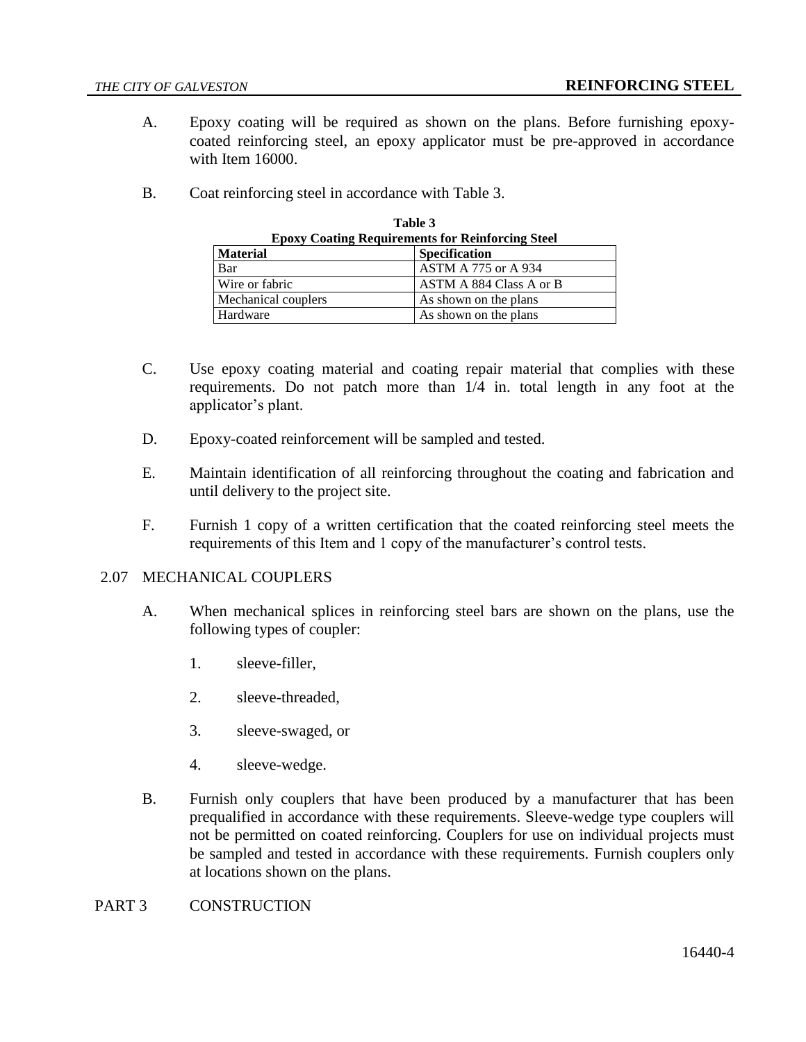A. Epoxy coating will be required as shown on the plans. Before furnishing epoxy-coated reinforcing steel, an epoxy applicator must be pre-approved in accordance with Item 16000.

B. Coat reinforcing steel in accordance with Table 3.

**Table 3**
**Epoxy Coating Requirements for Reinforcing Steel**

| Material | Specification |
| --- | --- |
| Bar | ASTM A 775 or A 934 |
| Wire or fabric | ASTM A 884 Class A or B |
| Mechanical couplers | As shown on the plans |
| Hardware | As shown on the plans |

C. Use epoxy coating material and coating repair material that complies with these requirements. Do not patch more than 1/4 in. total length in any foot at the applicator's plant.

D. Epoxy-coated reinforcement will be sampled and tested.

E. Maintain identification of all reinforcing throughout the coating and fabrication and until delivery to the project site.

F. Furnish 1 copy of a written certification that the coated reinforcing steel meets the requirements of this Item and 1 copy of the manufacturer's control tests.

## 2.07 MECHANICAL COUPLERS

A. When mechanical splices in reinforcing steel bars are shown on the plans, use the following types of coupler:

1. sleeve-filler,
2. sleeve-threaded,
3. sleeve-swaged, or
4. sleeve-wedge.

B. Furnish only couplers that have been produced by a manufacturer that has been prequalified in accordance with these requirements. Sleeve-wedge type couplers will not be permitted on coated reinforcing. Couplers for use on individual projects must be sampled and tested in accordance with these requirements. Furnish couplers only at locations shown on the plans.

# PART 3 CONSTRUCTION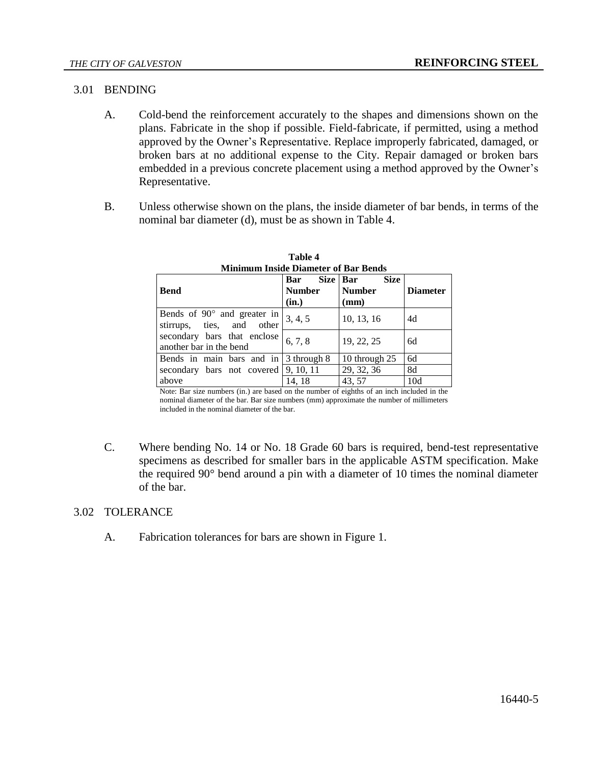## 3.01 BENDING

A. Cold-bend the reinforcement accurately to the shapes and dimensions shown on the plans. Fabricate in the shop if possible. Field-fabricate, if permitted, using a method approved by the Owner's Representative. Replace improperly fabricated, damaged, or broken bars at no additional expense to the City. Repair damaged or broken bars embedded in a previous concrete placement using a method approved by the Owner's Representative.

B. Unless otherwise shown on the plans, the inside diameter of bar bends, in terms of the nominal bar diameter (d), must be as shown in Table 4.

**Table 4**
**Minimum Inside Diameter of Bar Bends**

| Bend | Bar Size Number (in.) | Bar Size Number (mm) | Diameter |
|---|---|---|---|
| Bends of 90° and greater in stirrups, ties, and other secondary bars that enclose another bar in the bend | 3, 4, 5 | 10, 13, 16 | 4d |
| | 6, 7, 8 | 19, 22, 25 | 6d |
| Bends in main bars and in secondary bars not covered above | 3 through 8 | 10 through 25 | 6d |
| | 9, 10, 11 | 29, 32, 36 | 8d |
| | 14, 18 | 43, 57 | 10d |

Note: Bar size numbers (in.) are based on the number of eighths of an inch included in the nominal diameter of the bar. Bar size numbers (mm) approximate the number of millimeters included in the nominal diameter of the bar.

C. Where bending No. 14 or No. 18 Grade 60 bars is required, bend-test representative specimens as described for smaller bars in the applicable ASTM specification. Make the required 90° bend around a pin with a diameter of 10 times the nominal diameter of the bar.

## 3.02 TOLERANCE

A. Fabrication tolerances for bars are shown in Figure 1.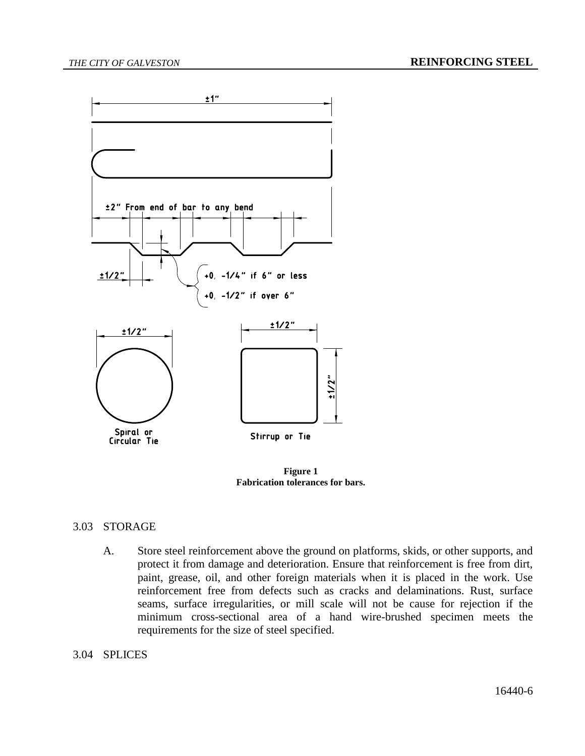**Figure 1**
**Fabrication tolerances for bars.**

3.03 STORAGE

A. Store steel reinforcement above the ground on platforms, skids, or other supports, and protect it from damage and deterioration. Ensure that reinforcement is free from dirt, paint, grease, oil, and other foreign materials when it is placed in the work. Use reinforcement free from defects such as cracks and delaminations. Rust, surface seams, surface irregularities, or mill scale will not be cause for rejection if the minimum cross-sectional area of a hand wire-brushed specimen meets the requirements for the size of steel specified.

3.04 SPLICES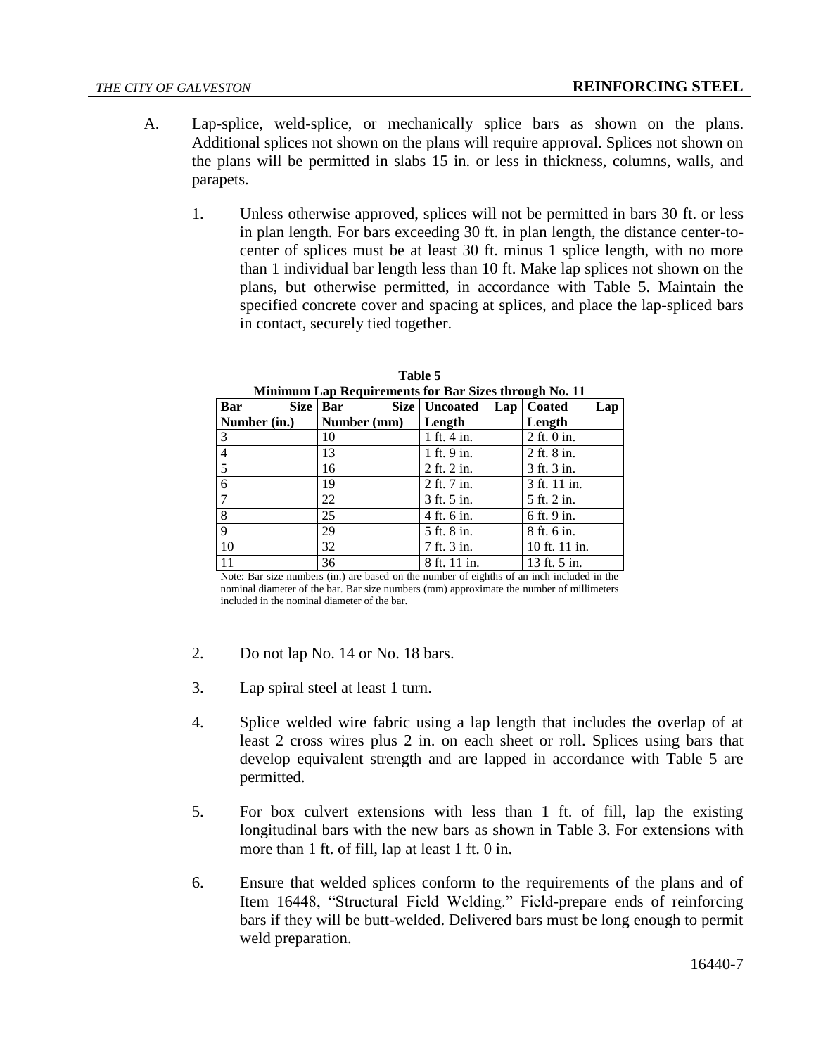A. Lap-splice, weld-splice, or mechanically splice bars as shown on the plans. Additional splices not shown on the plans will require approval. Splices not shown on the plans will be permitted in slabs 15 in. or less in thickness, columns, walls, and parapets.

1. Unless otherwise approved, splices will not be permitted in bars 30 ft. or less in plan length. For bars exceeding 30 ft. in plan length, the distance center-to-center of splices must be at least 30 ft. minus 1 splice length, with no more than 1 individual bar length less than 10 ft. Make lap splices not shown on the plans, but otherwise permitted, in accordance with Table 5. Maintain the specified concrete cover and spacing at splices, and place the lap-spliced bars in contact, securely tied together.

**Table 5**
**Minimum Lap Requirements for Bar Sizes through No. 11**

| Bar Size Number (in.) | Bar Size Number (mm) | Uncoated Lap Length | Coated Lap Length |
|---|---|---|---|
| 3 | 10 | 1 ft. 4 in. | 2 ft. 0 in. |
| 4 | 13 | 1 ft. 9 in. | 2 ft. 8 in. |
| 5 | 16 | 2 ft. 2 in. | 3 ft. 3 in. |
| 6 | 19 | 2 ft. 7 in. | 3 ft. 11 in. |
| 7 | 22 | 3 ft. 5 in. | 5 ft. 2 in. |
| 8 | 25 | 4 ft. 6 in. | 6 ft. 9 in. |
| 9 | 29 | 5 ft. 8 in. | 8 ft. 6 in. |
| 10 | 32 | 7 ft. 3 in. | 10 ft. 11 in. |
| 11 | 36 | 8 ft. 11 in. | 13 ft. 5 in. |

Note: Bar size numbers (in.) are based on the number of eighths of an inch included in the nominal diameter of the bar. Bar size numbers (mm) approximate the number of millimeters included in the nominal diameter of the bar.

2. Do not lap No. 14 or No. 18 bars.

3. Lap spiral steel at least 1 turn.

4. Splice welded wire fabric using a lap length that includes the overlap of at least 2 cross wires plus 2 in. on each sheet or roll. Splices using bars that develop equivalent strength and are lapped in accordance with Table 5 are permitted.

5. For box culvert extensions with less than 1 ft. of fill, lap the existing longitudinal bars with the new bars as shown in Table 3. For extensions with more than 1 ft. of fill, lap at least 1 ft. 0 in.

6. Ensure that welded splices conform to the requirements of the plans and of Item 16448, "Structural Field Welding." Field-prepare ends of reinforcing bars if they will be butt-welded. Delivered bars must be long enough to permit weld preparation.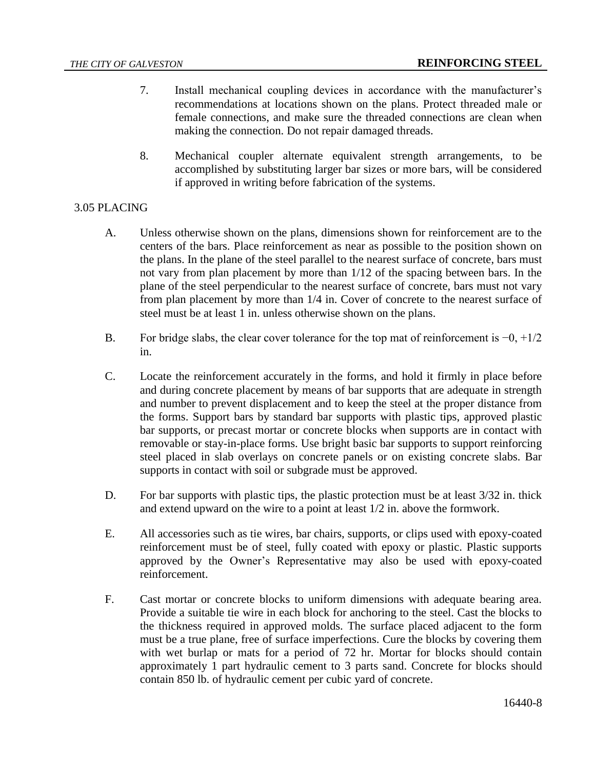7. Install mechanical coupling devices in accordance with the manufacturer's recommendations at locations shown on the plans. Protect threaded male or female connections, and make sure the threaded connections are clean when making the connection. Do not repair damaged threads.

8. Mechanical coupler alternate equivalent strength arrangements, to be accomplished by substituting larger bar sizes or more bars, will be considered if approved in writing before fabrication of the systems.

## 3.05 PLACING

A. Unless otherwise shown on the plans, dimensions shown for reinforcement are to the centers of the bars. Place reinforcement as near as possible to the position shown on the plans. In the plane of the steel parallel to the nearest surface of concrete, bars must not vary from plan placement by more than 1/12 of the spacing between bars. In the plane of the steel perpendicular to the nearest surface of concrete, bars must not vary from plan placement by more than 1/4 in. Cover of concrete to the nearest surface of steel must be at least 1 in. unless otherwise shown on the plans.

B. For bridge slabs, the clear cover tolerance for the top mat of reinforcement is −0, +1/2 in.

C. Locate the reinforcement accurately in the forms, and hold it firmly in place before and during concrete placement by means of bar supports that are adequate in strength and number to prevent displacement and to keep the steel at the proper distance from the forms. Support bars by standard bar supports with plastic tips, approved plastic bar supports, or precast mortar or concrete blocks when supports are in contact with removable or stay-in-place forms. Use bright basic bar supports to support reinforcing steel placed in slab overlays on concrete panels or on existing concrete slabs. Bar supports in contact with soil or subgrade must be approved.

D. For bar supports with plastic tips, the plastic protection must be at least 3/32 in. thick and extend upward on the wire to a point at least 1/2 in. above the formwork.

E. All accessories such as tie wires, bar chairs, supports, or clips used with epoxy-coated reinforcement must be of steel, fully coated with epoxy or plastic. Plastic supports approved by the Owner's Representative may also be used with epoxy-coated reinforcement.

F. Cast mortar or concrete blocks to uniform dimensions with adequate bearing area. Provide a suitable tie wire in each block for anchoring to the steel. Cast the blocks to the thickness required in approved molds. The surface placed adjacent to the form must be a true plane, free of surface imperfections. Cure the blocks by covering them with wet burlap or mats for a period of 72 hr. Mortar for blocks should contain approximately 1 part hydraulic cement to 3 parts sand. Concrete for blocks should contain 850 lb. of hydraulic cement per cubic yard of concrete.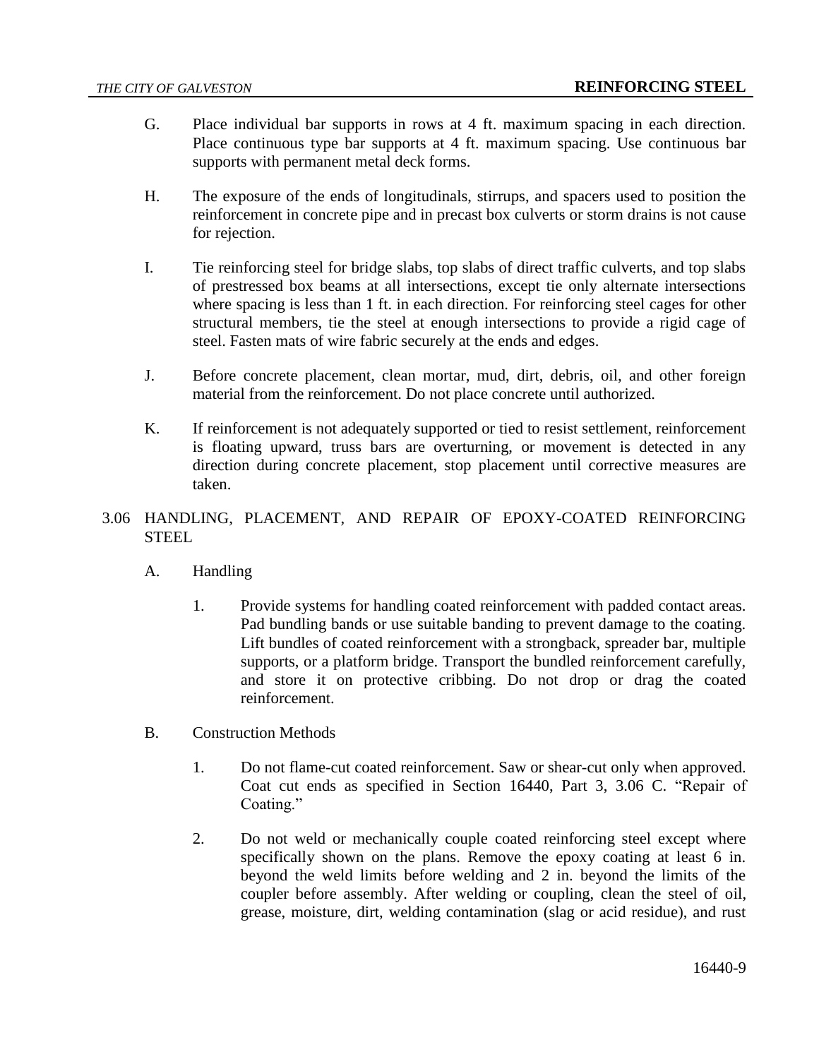G. Place individual bar supports in rows at 4 ft. maximum spacing in each direction. Place continuous type bar supports at 4 ft. maximum spacing. Use continuous bar supports with permanent metal deck forms.

H. The exposure of the ends of longitudinals, stirrups, and spacers used to position the reinforcement in concrete pipe and in precast box culverts or storm drains is not cause for rejection.

I. Tie reinforcing steel for bridge slabs, top slabs of direct traffic culverts, and top slabs of prestressed box beams at all intersections, except tie only alternate intersections where spacing is less than 1 ft. in each direction. For reinforcing steel cages for other structural members, tie the steel at enough intersections to provide a rigid cage of steel. Fasten mats of wire fabric securely at the ends and edges.

J. Before concrete placement, clean mortar, mud, dirt, debris, oil, and other foreign material from the reinforcement. Do not place concrete until authorized.

K. If reinforcement is not adequately supported or tied to resist settlement, reinforcement is floating upward, truss bars are overturning, or movement is detected in any direction during concrete placement, stop placement until corrective measures are taken.

## 3.06 HANDLING, PLACEMENT, AND REPAIR OF EPOXY-COATED REINFORCING STEEL

A. Handling

1. Provide systems for handling coated reinforcement with padded contact areas. Pad bundling bands or use suitable banding to prevent damage to the coating. Lift bundles of coated reinforcement with a strongback, spreader bar, multiple supports, or a platform bridge. Transport the bundled reinforcement carefully, and store it on protective cribbing. Do not drop or drag the coated reinforcement.

B. Construction Methods

1. Do not flame-cut coated reinforcement. Saw or shear-cut only when approved. Coat cut ends as specified in Section 16440, Part 3, 3.06 C. "Repair of Coating."

2. Do not weld or mechanically couple coated reinforcing steel except where specifically shown on the plans. Remove the epoxy coating at least 6 in. beyond the weld limits before welding and 2 in. beyond the limits of the coupler before assembly. After welding or coupling, clean the steel of oil, grease, moisture, dirt, welding contamination (slag or acid residue), and rust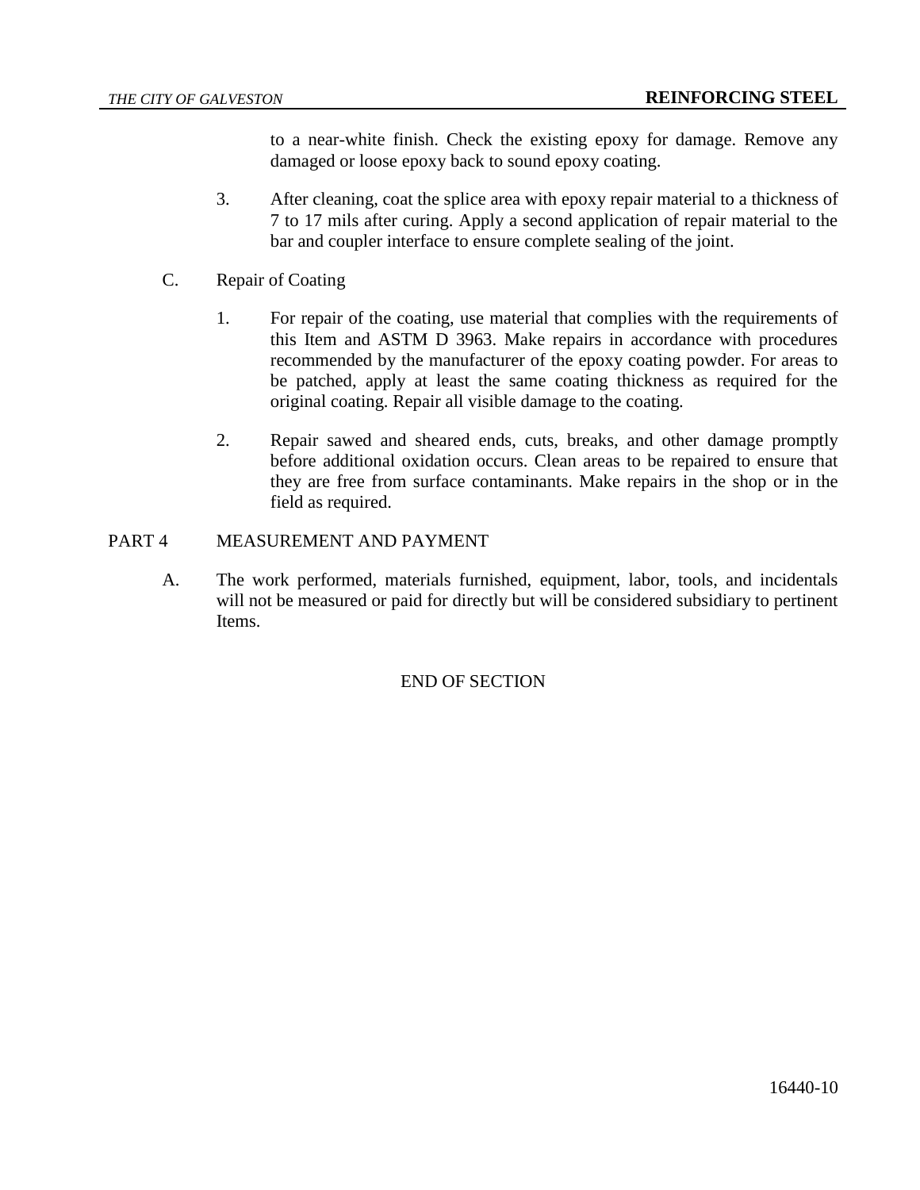to a near-white finish. Check the existing epoxy for damage. Remove any damaged or loose epoxy back to sound epoxy coating.

3. After cleaning, coat the splice area with epoxy repair material to a thickness of 7 to 17 mils after curing. Apply a second application of repair material to the bar and coupler interface to ensure complete sealing of the joint.

C. Repair of Coating

1. For repair of the coating, use material that complies with the requirements of this Item and ASTM D 3963. Make repairs in accordance with procedures recommended by the manufacturer of the epoxy coating powder. For areas to be patched, apply at least the same coating thickness as required for the original coating. Repair all visible damage to the coating.

2. Repair sawed and sheared ends, cuts, breaks, and other damage promptly before additional oxidation occurs. Clean areas to be repaired to ensure that they are free from surface contaminants. Make repairs in the shop or in the field as required.

## PART 4 MEASUREMENT AND PAYMENT

A. The work performed, materials furnished, equipment, labor, tools, and incidentals will not be measured or paid for directly but will be considered subsidiary to pertinent Items.

END OF SECTION